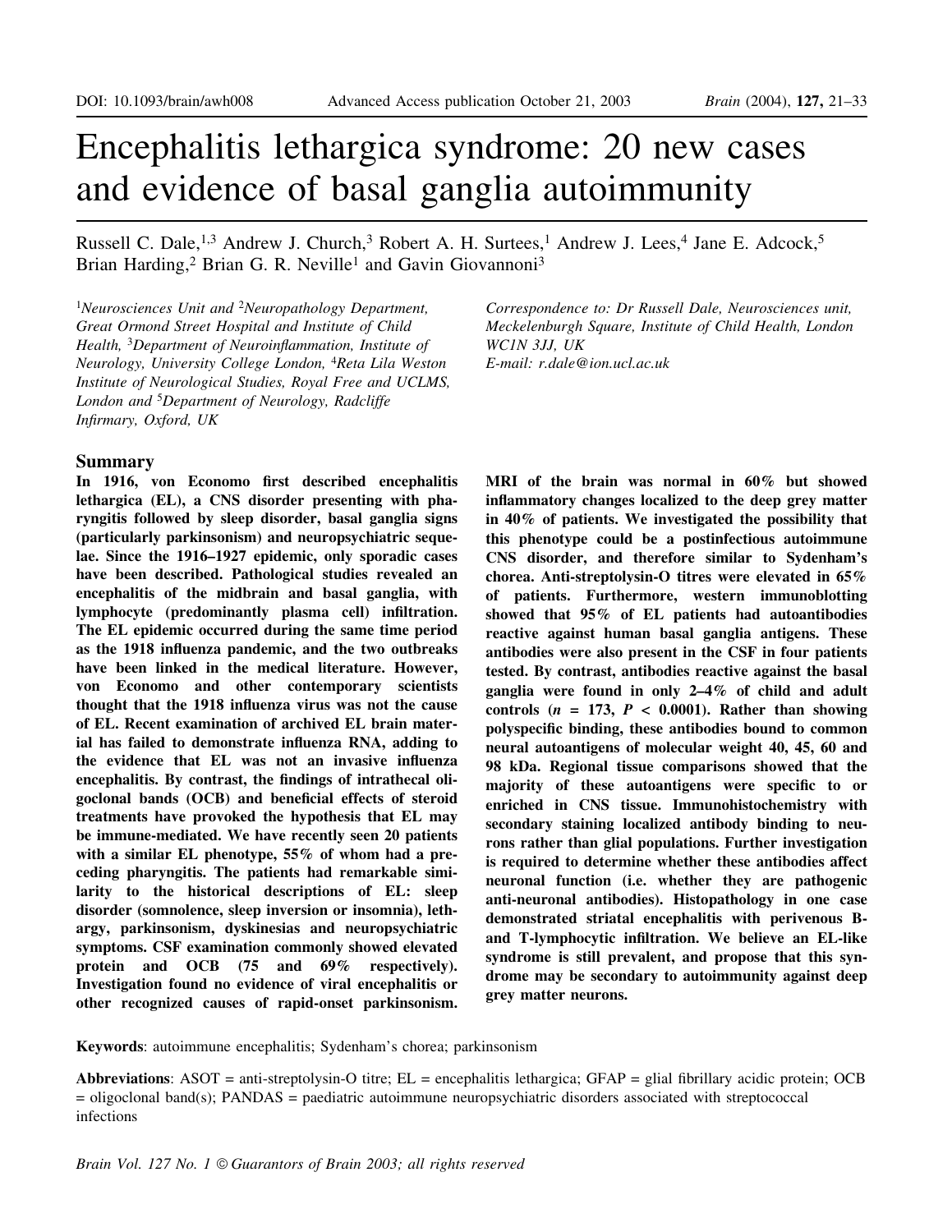# Encephalitis lethargica syndrome: 20 new cases and evidence of basal ganglia autoimmunity

Russell C. Dale,[1,3] Andrew J. Church,[3] Robert A. H. Surtees,[1] Andrew J. Lees,[4] Jane E. Adcock,[5] Brian Harding,[2] Brian G. R. Neville[1] and Gavin Giovannoni[3]

[1]*Neurosciences Unit and* [2]*Neuropathology Department, Great Ormond Street Hospital and Institute of Child Health,* [3]*Department of Neuroinflammation, Institute of Neurology, University College London,* [4]*Reta Lila Weston Institute of Neurological Studies, Royal Free and UCLMS, London and* [5]*Department of Neurology, Radcliffe Infirmary, Oxford, UK*

*Correspondence to: Dr Russell Dale, Neurosciences unit, Meckelenburgh Square, Institute of Child Health, London WC1N 3JJ, UK*
*E-mail: r.dale@ion.ucl.ac.uk*

## Summary

**In 1916, von Economo first described encephalitis lethargica (EL), a CNS disorder presenting with pharyngitis followed by sleep disorder, basal ganglia signs (particularly parkinsonism) and neuropsychiatric sequelae. Since the 1916–1927 epidemic, only sporadic cases have been described. Pathological studies revealed an encephalitis of the midbrain and basal ganglia, with lymphocyte (predominantly plasma cell) infiltration. The EL epidemic occurred during the same time period as the 1918 influenza pandemic, and the two outbreaks have been linked in the medical literature. However, von Economo and other contemporary scientists thought that the 1918 influenza virus was not the cause of EL. Recent examination of archived EL brain material has failed to demonstrate influenza RNA, adding to the evidence that EL was not an invasive influenza encephalitis. By contrast, the findings of intrathecal oligoclonal bands (OCB) and beneficial effects of steroid treatments have provoked the hypothesis that EL may be immune-mediated. We have recently seen 20 patients with a similar EL phenotype, 55% of whom had a preceding pharyngitis. The patients had remarkable similarity to the historical descriptions of EL: sleep disorder (somnolence, sleep inversion or insomnia), lethargy, parkinsonism, dyskinesias and neuropsychiatric symptoms. CSF examination commonly showed elevated protein and OCB (75 and 69% respectively). Investigation found no evidence of viral encephalitis or other recognized causes of rapid-onset parkinsonism. MRI of the brain was normal in 60% but showed inflammatory changes localized to the deep grey matter in 40% of patients. We investigated the possibility that this phenotype could be a postinfectious autoimmune CNS disorder, and therefore similar to Sydenham's chorea. Anti-streptolysin-O titres were elevated in 65% of patients. Furthermore, western immunoblotting showed that 95% of EL patients had autoantibodies reactive against human basal ganglia antigens. These antibodies were also present in the CSF in four patients tested. By contrast, antibodies reactive against the basal ganglia were found in only 2–4% of child and adult controls ($n$ = 173, $P$ < 0.0001). Rather than showing polyspecific binding, these antibodies bound to common neural autoantigens of molecular weight 40, 45, 60 and 98 kDa. Regional tissue comparisons showed that the majority of these autoantigens were specific to or enriched in CNS tissue. Immunohistochemistry with secondary staining localized antibody binding to neurons rather than glial populations. Further investigation is required to determine whether these antibodies affect neuronal function (i.e. whether they are pathogenic anti-neuronal antibodies). Histopathology in one case demonstrated striatal encephalitis with perivenous B- and T-lymphocytic infiltration. We believe an EL-like syndrome is still prevalent, and propose that this syndrome may be secondary to autoimmunity against deep grey matter neurons.**

**Keywords**: autoimmune encephalitis; Sydenham's chorea; parkinsonism

**Abbreviations**: ASOT = anti-streptolysin-O titre; EL = encephalitis lethargica; GFAP = glial fibrillary acidic protein; OCB = oligoclonal band(s); PANDAS = paediatric autoimmune neuropsychiatric disorders associated with streptococcal infections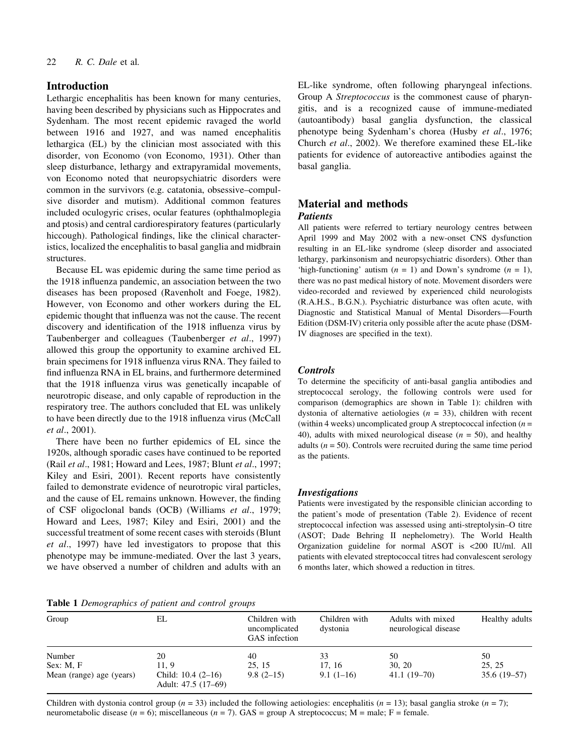## Introduction

Lethargic encephalitis has been known for many centuries, having been described by physicians such as Hippocrates and Sydenham. The most recent epidemic ravaged the world between 1916 and 1927, and was named encephalitis lethargica (EL) by the clinician most associated with this disorder, von Economo (von Economo, 1931). Other than sleep disturbance, lethargy and extrapyramidal movements, von Economo noted that neuropsychiatric disorders were common in the survivors (e.g. catatonia, obsessive–compulsive disorder and mutism). Additional common features included oculogyric crises, ocular features (ophthalmoplegia and ptosis) and central cardiorespiratory features (particularly hiccough). Pathological findings, like the clinical characteristics, localized the encephalitis to basal ganglia and midbrain structures.

Because EL was epidemic during the same time period as the 1918 influenza pandemic, an association between the two diseases has been proposed (Ravenholt and Foege, 1982). However, von Economo and other workers during the EL epidemic thought that influenza was not the cause. The recent discovery and identification of the 1918 influenza virus by Taubenberger and colleagues (Taubenberger *et al*., 1997) allowed this group the opportunity to examine archived EL brain specimens for 1918 influenza virus RNA. They failed to find influenza RNA in EL brains, and furthermore determined that the 1918 influenza virus was genetically incapable of neurotropic disease, and only capable of reproduction in the respiratory tree. The authors concluded that EL was unlikely to have been directly due to the 1918 influenza virus (McCall *et al*., 2001).

There have been no further epidemics of EL since the 1920s, although sporadic cases have continued to be reported (Rail *et al*., 1981; Howard and Lees, 1987; Blunt *et al*., 1997; Kiley and Esiri, 2001). Recent reports have consistently failed to demonstrate evidence of neurotropic viral particles, and the cause of EL remains unknown. However, the finding of CSF oligoclonal bands (OCB) (Williams *et al*., 1979; Howard and Lees, 1987; Kiley and Esiri, 2001) and the successful treatment of some recent cases with steroids (Blunt *et al*., 1997) have led investigators to propose that this phenotype may be immune-mediated. Over the last 3 years, we have observed a number of children and adults with an EL-like syndrome, often following pharyngeal infections. Group A *Streptococcus* is the commonest cause of pharyngitis, and is a recognized cause of immune-mediated (autoantibody) basal ganglia dysfunction, the classical phenotype being Sydenham's chorea (Husby *et al*., 1976; Church *et al*., 2002). We therefore examined these EL-like patients for evidence of autoreactive antibodies against the basal ganglia.

## Material and methods

### *Patients*

All patients were referred to tertiary neurology centres between April 1999 and May 2002 with a new-onset CNS dysfunction resulting in an EL-like syndrome (sleep disorder and associated lethargy, parkinsonism and neuropsychiatric disorders). Other than 'high-functioning' autism ($n$ = 1) and Down's syndrome ($n$ = 1), there was no past medical history of note. Movement disorders were video-recorded and reviewed by experienced child neurologists (R.A.H.S., B.G.N.). Psychiatric disturbance was often acute, with Diagnostic and Statistical Manual of Mental Disorders—Fourth Edition (DSM-IV) criteria only possible after the acute phase (DSM-IV diagnoses are specified in the text).

### *Controls*

To determine the specificity of anti-basal ganglia antibodies and streptococcal serology, the following controls were used for comparison (demographics are shown in Table 1): children with dystonia of alternative aetiologies ($n$ = 33), children with recent (within 4 weeks) uncomplicated group A streptococcal infection ($n$ = 40), adults with mixed neurological disease ($n$ = 50), and healthy adults ($n$ = 50). Controls were recruited during the same time period as the patients.

### *Investigations*

Patients were investigated by the responsible clinician according to the patient's mode of presentation (Table 2). Evidence of recent streptococcal infection was assessed using anti-streptolysin–O titre (ASOT; Dade Behring II nephelometry). The World Health Organization guideline for normal ASOT is <200 IU/ml. All patients with elevated streptococcal titres had convalescent serology 6 months later, which showed a reduction in titres.

**Table 1** *Demographics of patient and control groups*

| Group | EL | Children with uncomplicated GAS infection | Children with dystonia | Adults with mixed neurological disease | Healthy adults |
|---|---|---|---|---|---|
| Number | 20 | 40 | 33 | 50 | 50 |
| Sex: M, F | 11, 9 | 25, 15 | 17, 16 | 30, 20 | 25, 25 |
| Mean (range) age (years) | Child: 10.4 (2–16)<br>Adult: 47.5 (17–69) | 9.8 (2–15) | 9.1 (1–16) | 41.1 (19–70) | 35.6 (19–57) |

Children with dystonia control group ($n$ = 33) included the following aetiologies: encephalitis ($n$ = 13); basal ganglia stroke ($n$ = 7); neurometabolic disease ($n$ = 6); miscellaneous ($n$ = 7). GAS = group A streptococcus; M = male; F = female.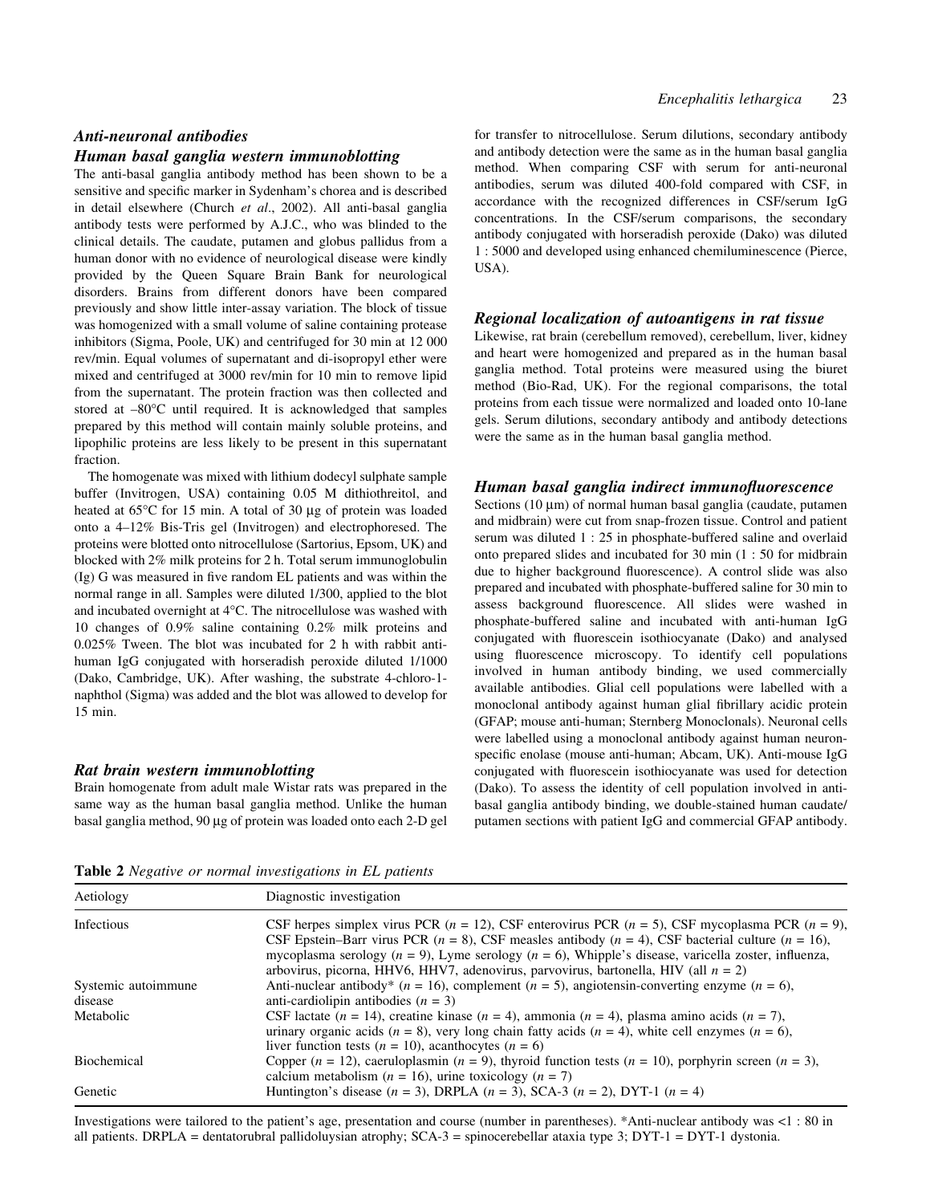### *Anti-neuronal antibodies*

### *Human basal ganglia western immunoblotting*

The anti-basal ganglia antibody method has been shown to be a sensitive and specific marker in Sydenham's chorea and is described in detail elsewhere (Church *et al*., 2002). All anti-basal ganglia antibody tests were performed by A.J.C., who was blinded to the clinical details. The caudate, putamen and globus pallidus from a human donor with no evidence of neurological disease were kindly provided by the Queen Square Brain Bank for neurological disorders. Brains from different donors have been compared previously and show little inter-assay variation. The block of tissue was homogenized with a small volume of saline containing protease inhibitors (Sigma, Poole, UK) and centrifuged for 30 min at 12 000 rev/min. Equal volumes of supernatant and di-isopropyl ether were mixed and centrifuged at 3000 rev/min for 10 min to remove lipid from the supernatant. The protein fraction was then collected and stored at –80°C until required. It is acknowledged that samples prepared by this method will contain mainly soluble proteins, and lipophilic proteins are less likely to be present in this supernatant fraction.

The homogenate was mixed with lithium dodecyl sulphate sample buffer (Invitrogen, USA) containing 0.05 M dithiothreitol, and heated at 65°C for 15 min. A total of 30 μg of protein was loaded onto a 4–12% Bis-Tris gel (Invitrogen) and electrophoresed. The proteins were blotted onto nitrocellulose (Sartorius, Epsom, UK) and blocked with 2% milk proteins for 2 h. Total serum immunoglobulin (Ig) G was measured in five random EL patients and was within the normal range in all. Samples were diluted 1/300, applied to the blot and incubated overnight at 4°C. The nitrocellulose was washed with 10 changes of 0.9% saline containing 0.2% milk proteins and 0.025% Tween. The blot was incubated for 2 h with rabbit anti-human IgG conjugated with horseradish peroxide diluted 1/1000 (Dako, Cambridge, UK). After washing, the substrate 4-chloro-1-naphthol (Sigma) was added and the blot was allowed to develop for 15 min.

### *Rat brain western immunoblotting*

Brain homogenate from adult male Wistar rats was prepared in the same way as the human basal ganglia method. Unlike the human basal ganglia method, 90 μg of protein was loaded onto each 2-D gel for transfer to nitrocellulose. Serum dilutions, secondary antibody and antibody detection were the same as in the human basal ganglia method. When comparing CSF with serum for anti-neuronal antibodies, serum was diluted 400-fold compared with CSF, in accordance with the recognized differences in CSF/serum IgG concentrations. In the CSF/serum comparisons, the secondary antibody conjugated with horseradish peroxide (Dako) was diluted 1 : 5000 and developed using enhanced chemiluminescence (Pierce, USA).

### *Regional localization of autoantigens in rat tissue*

Likewise, rat brain (cerebellum removed), cerebellum, liver, kidney and heart were homogenized and prepared as in the human basal ganglia method. Total proteins were measured using the biuret method (Bio-Rad, UK). For the regional comparisons, the total proteins from each tissue were normalized and loaded onto 10-lane gels. Serum dilutions, secondary antibody and antibody detections were the same as in the human basal ganglia method.

### *Human basal ganglia indirect immunofluorescence*

Sections (10 μm) of normal human basal ganglia (caudate, putamen and midbrain) were cut from snap-frozen tissue. Control and patient serum was diluted 1 : 25 in phosphate-buffered saline and overlaid onto prepared slides and incubated for 30 min (1 : 50 for midbrain due to higher background fluorescence). A control slide was also prepared and incubated with phosphate-buffered saline for 30 min to assess background fluorescence. All slides were washed in phosphate-buffered saline and incubated with anti-human IgG conjugated with fluorescein isothiocyanate (Dako) and analysed using fluorescence microscopy. To identify cell populations involved in human antibody binding, we used commercially available antibodies. Glial cell populations were labelled with a monoclonal antibody against human glial fibrillary acidic protein (GFAP; mouse anti-human; Sternberg Monoclonals). Neuronal cells were labelled using a monoclonal antibody against human neuron-specific enolase (mouse anti-human; Abcam, UK). Anti-mouse IgG conjugated with fluorescein isothiocyanate was used for detection (Dako). To assess the identity of cell population involved in anti-basal ganglia antibody binding, we double-stained human caudate/putamen sections with patient IgG and commercial GFAP antibody.

**Table 2** *Negative or normal investigations in EL patients*

| Aetiology | Diagnostic investigation |
|---|---|
| Infectious | CSF herpes simplex virus PCR ($n$ = 12), CSF enterovirus PCR ($n$ = 5), CSF mycoplasma PCR ($n$ = 9), CSF Epstein–Barr virus PCR ($n$ = 8), CSF measles antibody ($n$ = 4), CSF bacterial culture ($n$ = 16), mycoplasma serology ($n$ = 9), Lyme serology ($n$ = 6), Whipple's disease, varicella zoster, influenza, arbovirus, picorna, HHV6, HHV7, adenovirus, parvovirus, bartonella, HIV (all $n$ = 2) |
| Systemic autoimmune disease | Anti-nuclear antibody* ($n$ = 16), complement ($n$ = 5), angiotensin-converting enzyme ($n$ = 6), anti-cardiolipin antibodies ($n$ = 3) |
| Metabolic | CSF lactate ($n$ = 14), creatine kinase ($n$ = 4), ammonia ($n$ = 4), plasma amino acids ($n$ = 7), urinary organic acids ($n$ = 8), very long chain fatty acids ($n$ = 4), white cell enzymes ($n$ = 6), liver function tests ($n$ = 10), acanthocytes ($n$ = 6) |
| Biochemical | Copper ($n$ = 12), caeruloplasmin ($n$ = 9), thyroid function tests ($n$ = 10), porphyrin screen ($n$ = 3), calcium metabolism ($n$ = 16), urine toxicology ($n$ = 7) |
| Genetic | Huntington's disease ($n$ = 3), DRPLA ($n$ = 3), SCA-3 ($n$ = 2), DYT-1 ($n$ = 4) |

Investigations were tailored to the patient's age, presentation and course (number in parentheses). *Anti-nuclear antibody was <1 : 80 in all patients. DRPLA = dentatorubral pallidoluysian atrophy; SCA-3 = spinocerebellar ataxia type 3; DYT-1 = DYT-1 dystonia.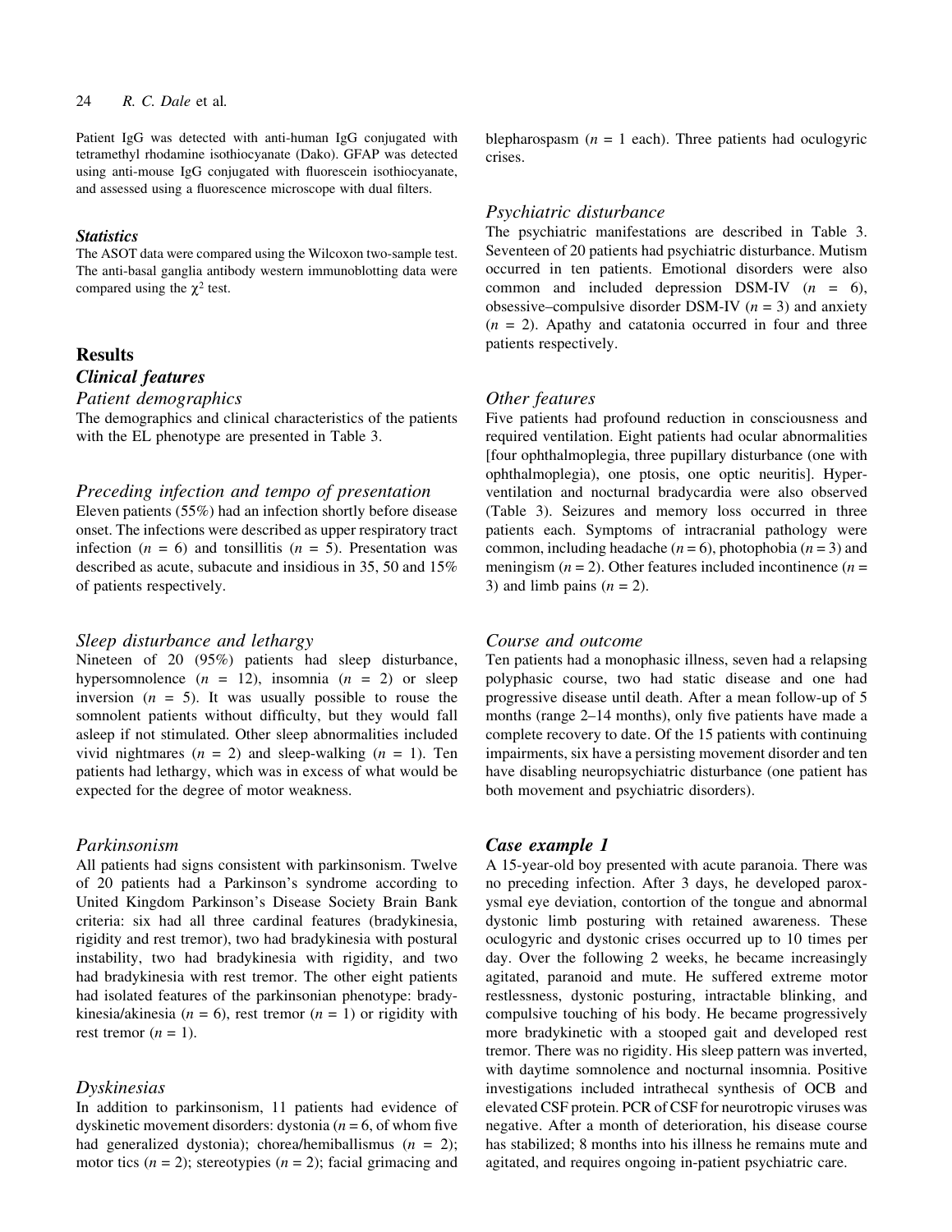Patient IgG was detected with anti-human IgG conjugated with tetramethyl rhodamine isothiocyanate (Dako). GFAP was detected using anti-mouse IgG conjugated with fluorescein isothiocyanate, and assessed using a fluorescence microscope with dual filters.

### *Statistics*

The ASOT data were compared using the Wilcoxon two-sample test. The anti-basal ganglia antibody western immunoblotting data were compared using the $\chi^2$ test.

## Results

### *Clinical features*

#### *Patient demographics*

The demographics and clinical characteristics of the patients with the EL phenotype are presented in Table 3.

#### *Preceding infection and tempo of presentation*

Eleven patients (55%) had an infection shortly before disease onset. The infections were described as upper respiratory tract infection ($n$ = 6) and tonsillitis ($n$ = 5). Presentation was described as acute, subacute and insidious in 35, 50 and 15% of patients respectively.

#### *Sleep disturbance and lethargy*

Nineteen of 20 (95%) patients had sleep disturbance, hypersomnolence ($n$ = 12), insomnia ($n$ = 2) or sleep inversion ($n$ = 5). It was usually possible to rouse the somnolent patients without difficulty, but they would fall asleep if not stimulated. Other sleep abnormalities included vivid nightmares ($n$ = 2) and sleep-walking ($n$ = 1). Ten patients had lethargy, which was in excess of what would be expected for the degree of motor weakness.

#### *Parkinsonism*

All patients had signs consistent with parkinsonism. Twelve of 20 patients had a Parkinson's syndrome according to United Kingdom Parkinson's Disease Society Brain Bank criteria: six had all three cardinal features (bradykinesia, rigidity and rest tremor), two had bradykinesia with postural instability, two had bradykinesia with rigidity, and two had bradykinesia with rest tremor. The other eight patients had isolated features of the parkinsonian phenotype: bradykinesia/akinesia ($n$ = 6), rest tremor ($n$ = 1) or rigidity with rest tremor ($n$ = 1).

#### *Dyskinesias*

In addition to parkinsonism, 11 patients had evidence of dyskinetic movement disorders: dystonia ($n$ = 6, of whom five had generalized dystonia); chorea/hemiballismus ($n$ = 2); motor tics ($n$ = 2); stereotypies ($n$ = 2); facial grimacing and blepharospasm ($n$ = 1 each). Three patients had oculogyric crises.

#### *Psychiatric disturbance*

The psychiatric manifestations are described in Table 3. Seventeen of 20 patients had psychiatric disturbance. Mutism occurred in ten patients. Emotional disorders were also common and included depression DSM-IV ($n$ = 6), obsessive–compulsive disorder DSM-IV ($n$ = 3) and anxiety ($n$ = 2). Apathy and catatonia occurred in four and three patients respectively.

#### *Other features*

Five patients had profound reduction in consciousness and required ventilation. Eight patients had ocular abnormalities [four ophthalmoplegia, three pupillary disturbance (one with ophthalmoplegia), one ptosis, one optic neuritis]. Hyperventilation and nocturnal bradycardia were also observed (Table 3). Seizures and memory loss occurred in three patients each. Symptoms of intracranial pathology were common, including headache ($n$ = 6), photophobia ($n$ = 3) and meningism ($n$ = 2). Other features included incontinence ($n$ = 3) and limb pains ($n$ = 2).

#### *Course and outcome*

Ten patients had a monophasic illness, seven had a relapsing polyphasic course, two had static disease and one had progressive disease until death. After a mean follow-up of 5 months (range 2–14 months), only five patients have made a complete recovery to date. Of the 15 patients with continuing impairments, six have a persisting movement disorder and ten have disabling neuropsychiatric disturbance (one patient has both movement and psychiatric disorders).

### *Case example 1*

A 15-year-old boy presented with acute paranoia. There was no preceding infection. After 3 days, he developed paroxysmal eye deviation, contortion of the tongue and abnormal dystonic limb posturing with retained awareness. These oculogyric and dystonic crises occurred up to 10 times per day. Over the following 2 weeks, he became increasingly agitated, paranoid and mute. He suffered extreme motor restlessness, dystonic posturing, intractable blinking, and compulsive touching of his body. He became progressively more bradykinetic with a stooped gait and developed rest tremor. There was no rigidity. His sleep pattern was inverted, with daytime somnolence and nocturnal insomnia. Positive investigations included intrathecal synthesis of OCB and elevated CSF protein. PCR of CSF for neurotropic viruses was negative. After a month of deterioration, his disease course has stabilized; 8 months into his illness he remains mute and agitated, and requires ongoing in-patient psychiatric care.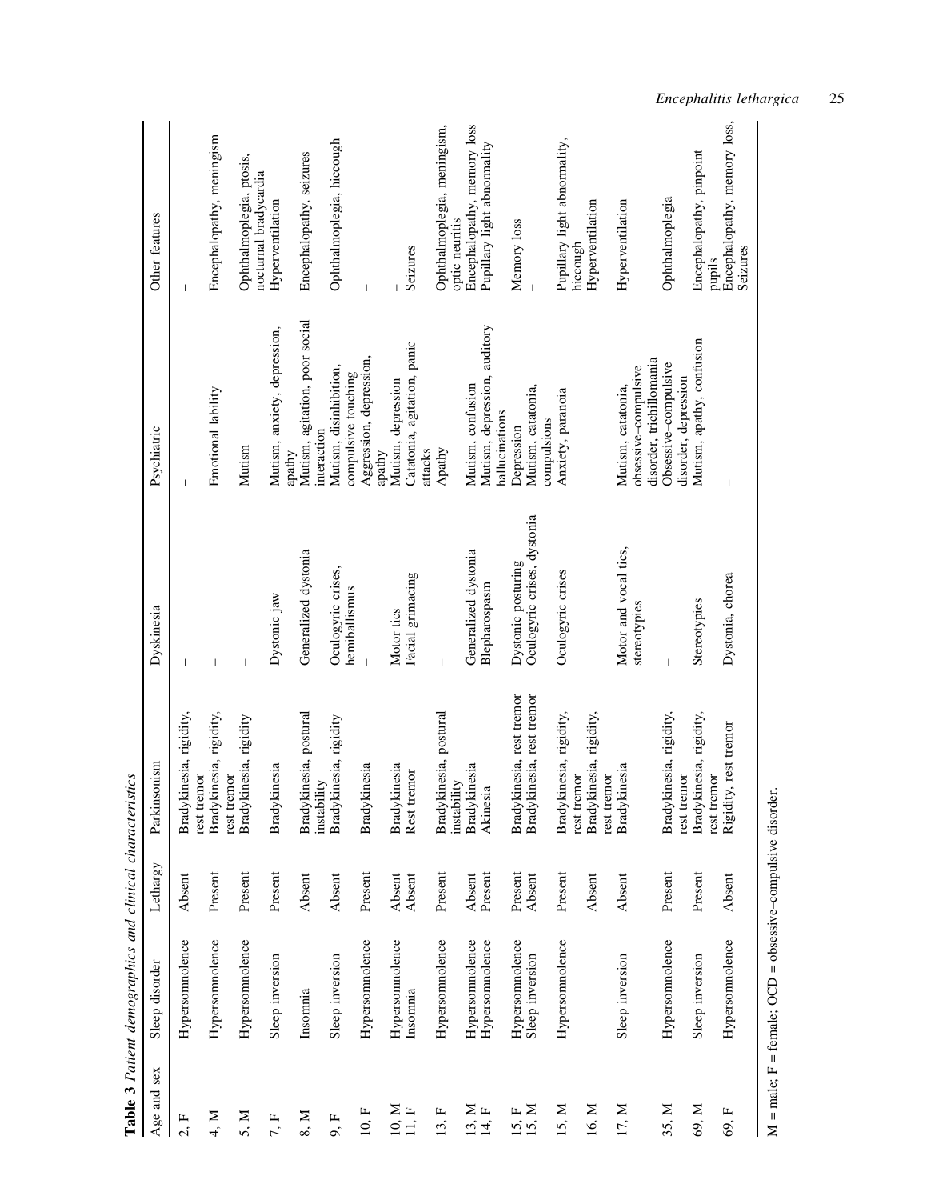**Table 3** *Patient demographics and clinical characteristics*

| Age and sex | Sleep disorder | Lethargy | Parkinsonism | Dyskinesia | Psychiatric | Other features |
|---|---|---|---|---|---|---|
| 2, F | Hypersomnolence | Absent | Bradykinesia, rigidity, rest tremor | – | – | – |
| 4, M | Hypersomnolence | Present | Bradykinesia, rigidity, rest tremor | – | Emotional lability | Encephalopathy, meningism |
| 5, M | Hypersomnolence | Present | Bradykinesia, rigidity | – | Mutism | Ophthalmoplegia, ptosis, nocturnal bradycardia |
| 7, F | Sleep inversion | Present | Bradykinesia | Dystonic jaw | Mutism, anxiety, depression, apathy | Hyperventilation |
| 8, M | Insomnia | Absent | Bradykinesia, postural instability | Generalized dystonia | Mutism, agitation, poor social interaction | Encephalopathy, seizures |
| 9, F | Sleep inversion | Absent | Bradykinesia, rigidity | Oculogyric crises, hemiballismus | Mutism, disinhibition, compulsive touching | Ophthalmoplegia, hiccough |
| 10, F | Hypersomnolence | Present | Bradykinesia | – | Aggression, depression, apathy | – |
| 10, M | Hypersomnolence | Absent | Bradykinesia | Motor tics | Mutism, depression | – |
| 11, F | Insomnia | Absent | Rest tremor | Facial grimacing | Catatonia, agitation, panic attacks | Seizures |
| 13, F | Hypersomnolence | Present | Bradykinesia, postural instability | – | Apathy | Ophthalmoplegia, meningism, optic neuritis |
| 13, M | Hypersomnolence | Absent | Bradykinesia | Generalized dystonia | Mutism, confusion | Encephalopathy, memory loss |
| 14, F | Hypersomnolence | Present | Akinesia | Blepharospasm | Mutism, depression, auditory hallucinations | Pupillary light abnormality |
| 15, F | Hypersomnolence | Present | Bradykinesia, rest tremor | Dystonic posturing | Depression | Memory loss |
| 15, M | Sleep inversion | Absent | Bradykinesia, rest tremor | Oculogyric crises, dystonia | Mutism, catatonia, compulsions | – |
| 15, M | Hypersomnolence | Present | Bradykinesia, rigidity, rest tremor | Oculogyric crises | Anxiety, paranoia | Pupillary light abnormality, hiccough |
| 16, M | – | Absent | Bradykinesia, rigidity, rest tremor | – | – | Hyperventilation |
| 17, M | Sleep inversion | Absent | Bradykinesia | Motor and vocal tics, stereotypies | Mutism, catatonia, obsessive–compulsive disorder, trichillomania | Hyperventilation |
| 35, M | Hypersomnolence | Present | Bradykinesia, rigidity, rest tremor | – | Obsessive–compulsive disorder, depression | Ophthalmoplegia |
| 69, M | Sleep inversion | Present | Bradykinesia, rigidity, rest tremor | Stereotypies | Mutism, apathy, confusion | Encephalopathy, pinpoint pupils |
| 69, F | Hypersomnolence | Absent | Rigidity, rest tremor | Dystonia, chorea | – | Encephalopathy, memory loss, Seizures |

M = male; F = female; OCD = obsessive–compulsive disorder.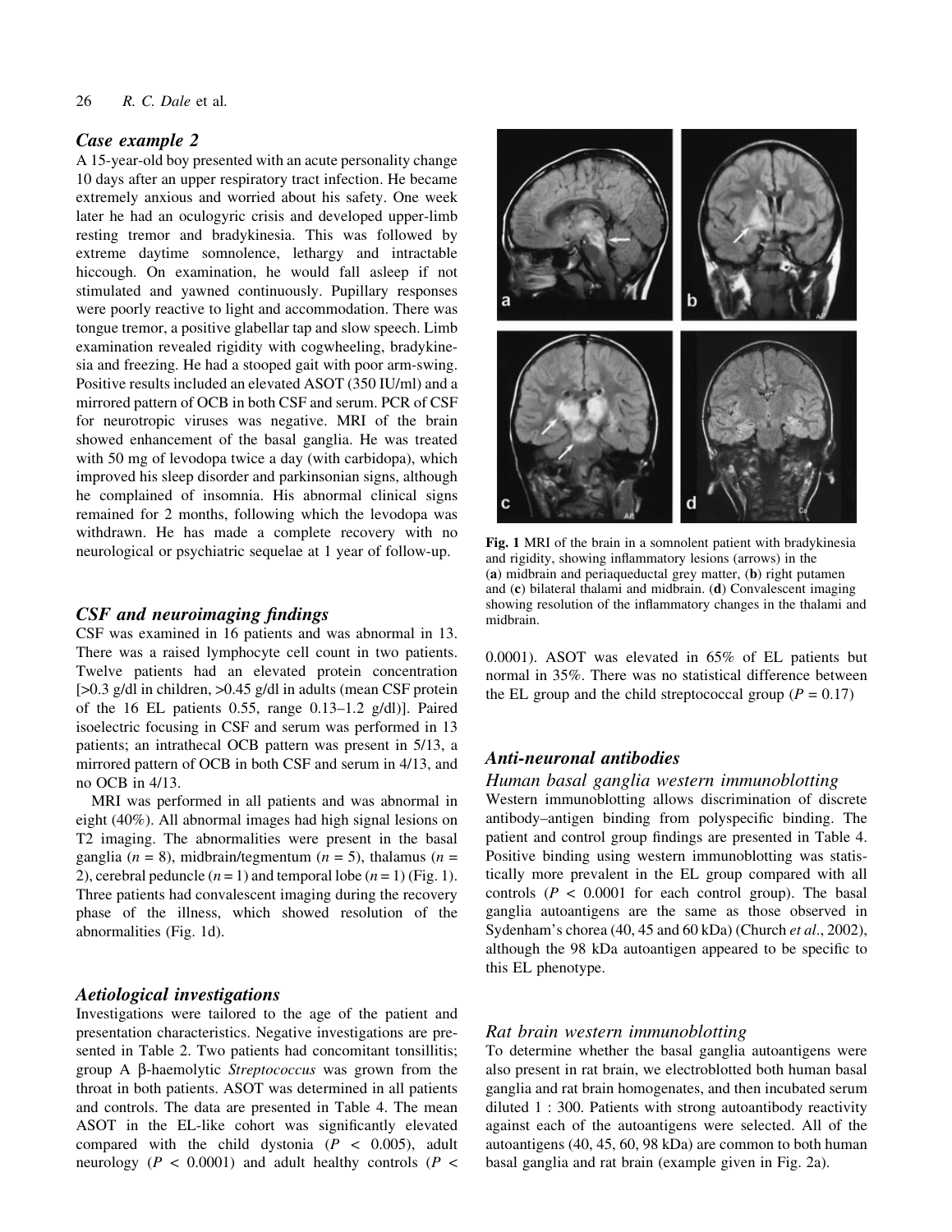### Case example 2

A 15-year-old boy presented with an acute personality change 10 days after an upper respiratory tract infection. He became extremely anxious and worried about his safety. One week later he had an oculogyric crisis and developed upper-limb resting tremor and bradykinesia. This was followed by extreme daytime somnolence, lethargy and intractable hiccough. On examination, he would fall asleep if not stimulated and yawned continuously. Pupillary responses were poorly reactive to light and accommodation. There was tongue tremor, a positive glabellar tap and slow speech. Limb examination revealed rigidity with cogwheeling, bradykinesia and freezing. He had a stooped gait with poor arm-swing. Positive results included an elevated ASOT (350 IU/ml) and a mirrored pattern of OCB in both CSF and serum. PCR of CSF for neurotropic viruses was negative. MRI of the brain showed enhancement of the basal ganglia. He was treated with 50 mg of levodopa twice a day (with carbidopa), which improved his sleep disorder and parkinsonian signs, although he complained of insomnia. His abnormal clinical signs remained for 2 months, following which the levodopa was withdrawn. He has made a complete recovery with no neurological or psychiatric sequelae at 1 year of follow-up.

### CSF and neuroimaging findings

CSF was examined in 16 patients and was abnormal in 13. There was a raised lymphocyte cell count in two patients. Twelve patients had an elevated protein concentration [>0.3 g/dl in children, >0.45 g/dl in adults (mean CSF protein of the 16 EL patients 0.55, range 0.13–1.2 g/dl)]. Paired isoelectric focusing in CSF and serum was performed in 13 patients; an intrathecal OCB pattern was present in 5/13, a mirrored pattern of OCB in both CSF and serum in 4/13, and no OCB in 4/13.

MRI was performed in all patients and was abnormal in eight (40%). All abnormal images had high signal lesions on T2 imaging. The abnormalities were present in the basal ganglia ($n$ = 8), midbrain/tegmentum ($n$ = 5), thalamus ($n$ = 2), cerebral peduncle ($n$ = 1) and temporal lobe ($n$ = 1) (Fig. 1). Three patients had convalescent imaging during the recovery phase of the illness, which showed resolution of the abnormalities (Fig. 1d).

### Aetiological investigations

Investigations were tailored to the age of the patient and presentation characteristics. Negative investigations are presented in Table 2. Two patients had concomitant tonsillitis; group A β-haemolytic *Streptococcus* was grown from the throat in both patients. ASOT was determined in all patients and controls. The data are presented in Table 4. The mean ASOT in the EL-like cohort was significantly elevated compared with the child dystonia ($P$ < 0.005), adult neurology ($P$ < 0.0001) and adult healthy controls ($P$ < 0.0001). ASOT was elevated in 65% of EL patients but normal in 35%. There was no statistical difference between the EL group and the child streptococcal group ($P$ = 0.17)

**Fig. 1** MRI of the brain in a somnolent patient with bradykinesia and rigidity, showing inflammatory lesions (arrows) in the (**a**) midbrain and periaqueductal grey matter, (**b**) right putamen and (**c**) bilateral thalami and midbrain. (**d**) Convalescent imaging showing resolution of the inflammatory changes in the thalami and midbrain.

### Anti-neuronal antibodies

#### Human basal ganglia western immunoblotting

Western immunoblotting allows discrimination of discrete antibody–antigen binding from polyspecific binding. The patient and control group findings are presented in Table 4. Positive binding using western immunoblotting was statistically more prevalent in the EL group compared with all controls ($P$ < 0.0001 for each control group). The basal ganglia autoantigens are the same as those observed in Sydenham's chorea (40, 45 and 60 kDa) (Church *et al*., 2002), although the 98 kDa autoantigen appeared to be specific to this EL phenotype.

#### Rat brain western immunoblotting

To determine whether the basal ganglia autoantigens were also present in rat brain, we electroblotted both human basal ganglia and rat brain homogenates, and then incubated serum diluted 1 : 300. Patients with strong autoantibody reactivity against each of the autoantigens were selected. All of the autoantigens (40, 45, 60, 98 kDa) are common to both human basal ganglia and rat brain (example given in Fig. 2a).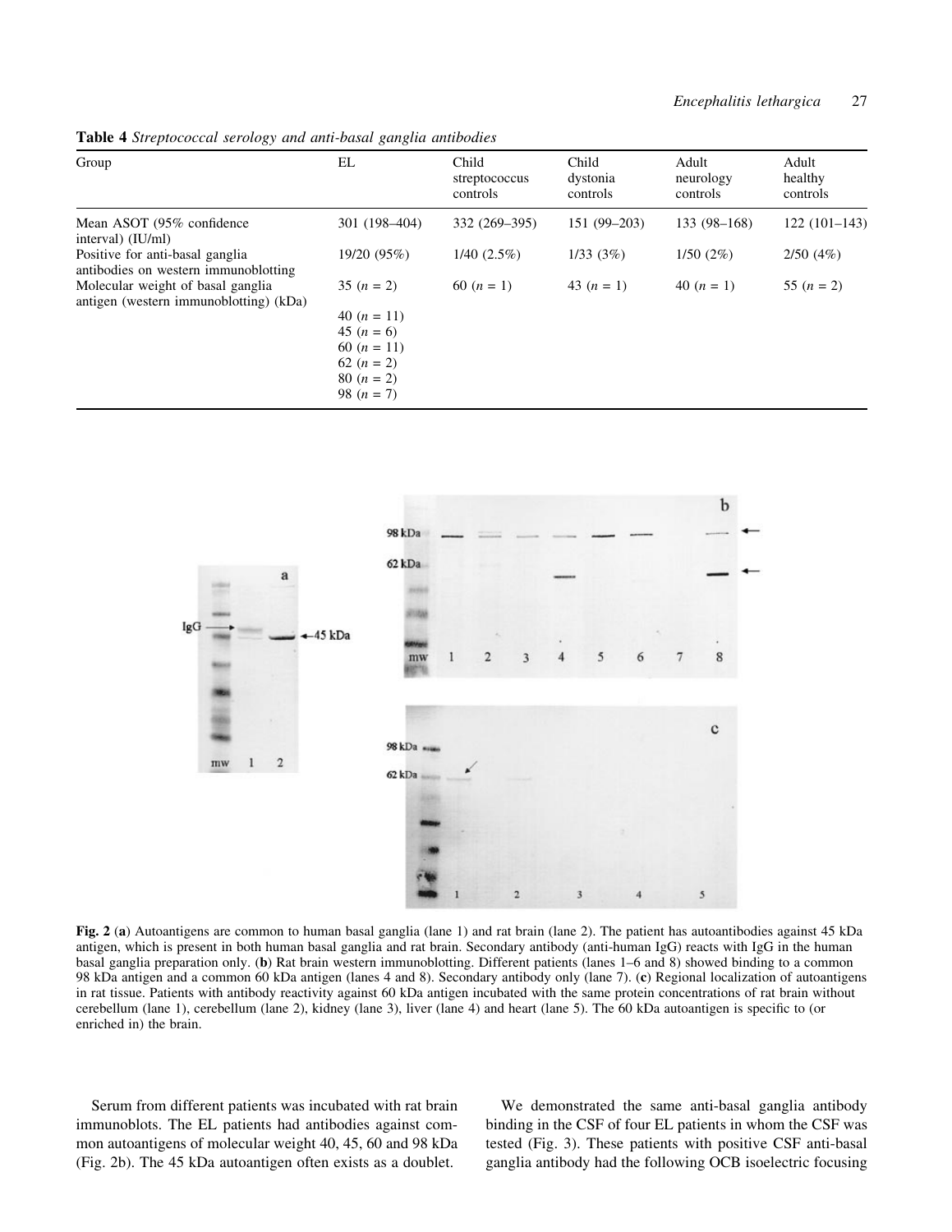**Table 4** *Streptococcal serology and anti-basal ganglia antibodies*

| Group | EL | Child streptococcus controls | Child dystonia controls | Adult neurology controls | Adult healthy controls |
|---|---|---|---|---|---|
| Mean ASOT (95% confidence interval) (IU/ml) | 301 (198–404) | 332 (269–395) | 151 (99–203) | 133 (98–168) | 122 (101–143) |
| Positive for anti-basal ganglia antibodies on western immunoblotting | 19/20 (95%) | 1/40 (2.5%) | 1/33 (3%) | 1/50 (2%) | 2/50 (4%) |
| Molecular weight of basal ganglia antigen (western immunoblotting) (kDa) | 35 (*n* = 2)<br>40 (*n* = 11)<br>45 (*n* = 6)<br>60 (*n* = 11)<br>62 (*n* = 2)<br>80 (*n* = 2)<br>98 (*n* = 7) | 60 (*n* = 1) | 43 (*n* = 1) | 40 (*n* = 1) | 55 (*n* = 2) |

**Fig. 2** (**a**) Autoantigens are common to human basal ganglia (lane 1) and rat brain (lane 2). The patient has autoantibodies against 45 kDa antigen, which is present in both human basal ganglia and rat brain. Secondary antibody (anti-human IgG) reacts with IgG in the human basal ganglia preparation only. (**b**) Rat brain western immunoblotting. Different patients (lanes 1–6 and 8) showed binding to a common 98 kDa antigen and a common 60 kDa antigen (lanes 4 and 8). Secondary antibody only (lane 7). (**c**) Regional localization of autoantigens in rat tissue. Patients with antibody reactivity against 60 kDa antigen incubated with the same protein concentrations of rat brain without cerebellum (lane 1), cerebellum (lane 2), kidney (lane 3), liver (lane 4) and heart (lane 5). The 60 kDa autoantigen is specific to (or enriched in) the brain.

Serum from different patients was incubated with rat brain immunoblots. The EL patients had antibodies against common autoantigens of molecular weight 40, 45, 60 and 98 kDa (Fig. 2b). The 45 kDa autoantigen often exists as a doublet.

We demonstrated the same anti-basal ganglia antibody binding in the CSF of four EL patients in whom the CSF was tested (Fig. 3). These patients with positive CSF anti-basal ganglia antibody had the following OCB isoelectric focusing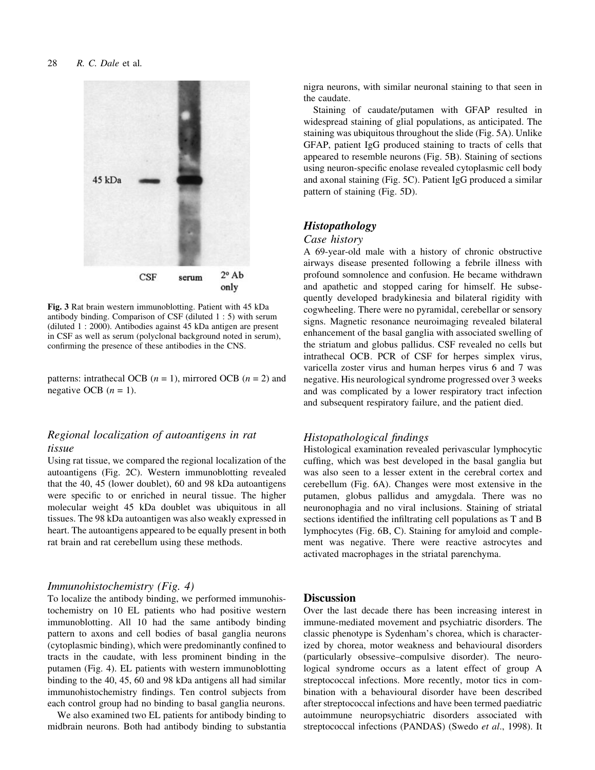Fig. 3 Rat brain western immunoblotting. Patient with 45 kDa antibody binding. Comparison of CSF (diluted 1 : 5) with serum (diluted 1 : 2000). Antibodies against 45 kDa antigen are present in CSF as well as serum (polyclonal background noted in serum), confirming the presence of these antibodies in the CNS.

patterns: intrathecal OCB ($n = 1$), mirrored OCB ($n = 2$) and negative OCB ($n = 1$).

### *Regional localization of autoantigens in rat tissue*

Using rat tissue, we compared the regional localization of the autoantigens (Fig. 2C). Western immunoblotting revealed that the 40, 45 (lower doublet), 60 and 98 kDa autoantigens were specific to or enriched in neural tissue. The higher molecular weight 45 kDa doublet was ubiquitous in all tissues. The 98 kDa autoantigen was also weakly expressed in heart. The autoantigens appeared to be equally present in both rat brain and rat cerebellum using these methods.

### *Immunohistochemistry (Fig. 4)*

To localize the antibody binding, we performed immunohistochemistry on 10 EL patients who had positive western immunoblotting. All 10 had the same antibody binding pattern to axons and cell bodies of basal ganglia neurons (cytoplasmic binding), which were predominantly confined to tracts in the caudate, with less prominent binding in the putamen (Fig. 4). EL patients with western immunoblotting binding to the 40, 45, 60 and 98 kDa antigens all had similar immunohistochemistry findings. Ten control subjects from each control group had no binding to basal ganglia neurons.

We also examined two EL patients for antibody binding to midbrain neurons. Both had antibody binding to substantia nigra neurons, with similar neuronal staining to that seen in the caudate.

Staining of caudate/putamen with GFAP resulted in widespread staining of glial populations, as anticipated. The staining was ubiquitous throughout the slide (Fig. 5A). Unlike GFAP, patient IgG produced staining to tracts of cells that appeared to resemble neurons (Fig. 5B). Staining of sections using neuron-specific enolase revealed cytoplasmic cell body and axonal staining (Fig. 5C). Patient IgG produced a similar pattern of staining (Fig. 5D).

## Histopathology

### *Case history*

A 69-year-old male with a history of chronic obstructive airways disease presented following a febrile illness with profound somnolence and confusion. He became withdrawn and apathetic and stopped caring for himself. He subsequently developed bradykinesia and bilateral rigidity with cogwheeling. There were no pyramidal, cerebellar or sensory signs. Magnetic resonance neuroimaging revealed bilateral enhancement of the basal ganglia with associated swelling of the striatum and globus pallidus. CSF revealed no cells but intrathecal OCB. PCR of CSF for herpes simplex virus, varicella zoster virus and human herpes virus 6 and 7 was negative. His neurological syndrome progressed over 3 weeks and was complicated by a lower respiratory tract infection and subsequent respiratory failure, and the patient died.

### *Histopathological findings*

Histological examination revealed perivascular lymphocytic cuffing, which was best developed in the basal ganglia but was also seen to a lesser extent in the cerebral cortex and cerebellum (Fig. 6A). Changes were most extensive in the putamen, globus pallidus and amygdala. There was no neuronophagia and no viral inclusions. Staining of striatal sections identified the infiltrating cell populations as T and B lymphocytes (Fig. 6B, C). Staining for amyloid and complement was negative. There were reactive astrocytes and activated macrophages in the striatal parenchyma.

## Discussion

Over the last decade there has been increasing interest in immune-mediated movement and psychiatric disorders. The classic phenotype is Sydenham's chorea, which is characterized by chorea, motor weakness and behavioural disorders (particularly obsessive–compulsive disorder). The neurological syndrome occurs as a latent effect of group A streptococcal infections. More recently, motor tics in combination with a behavioural disorder have been described after streptococcal infections and have been termed paediatric autoimmune neuropsychiatric disorders associated with streptococcal infections (PANDAS) (Swedo *et al*., 1998). It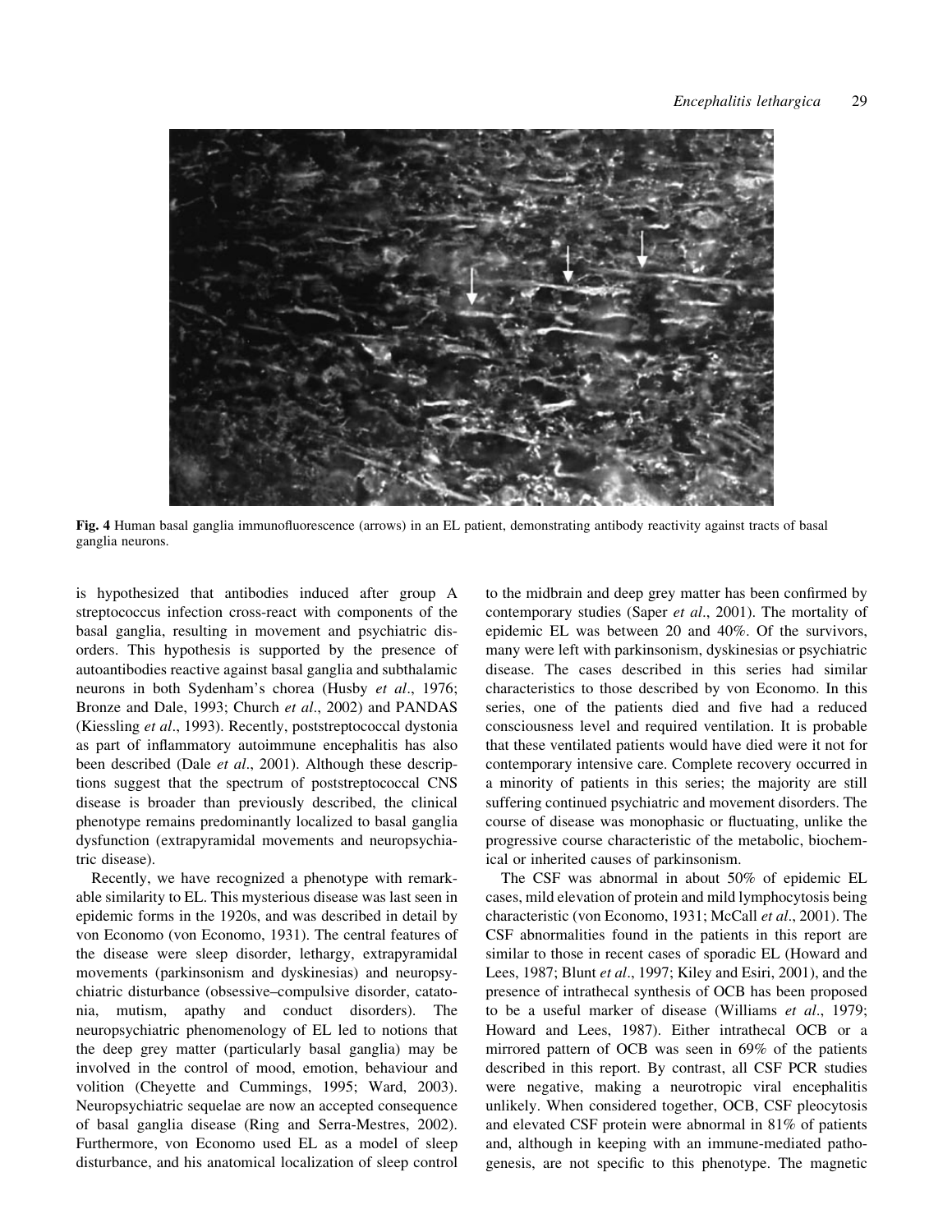**Fig. 4** Human basal ganglia immunofluorescence (arrows) in an EL patient, demonstrating antibody reactivity against tracts of basal ganglia neurons.

is hypothesized that antibodies induced after group A streptococcus infection cross-react with components of the basal ganglia, resulting in movement and psychiatric disorders. This hypothesis is supported by the presence of autoantibodies reactive against basal ganglia and subthalamic neurons in both Sydenham's chorea (Husby *et al*., 1976; Bronze and Dale, 1993; Church *et al*., 2002) and PANDAS (Kiessling *et al*., 1993). Recently, poststreptococcal dystonia as part of inflammatory autoimmune encephalitis has also been described (Dale *et al*., 2001). Although these descriptions suggest that the spectrum of poststreptococcal CNS disease is broader than previously described, the clinical phenotype remains predominantly localized to basal ganglia dysfunction (extrapyramidal movements and neuropsychiatric disease).

Recently, we have recognized a phenotype with remarkable similarity to EL. This mysterious disease was last seen in epidemic forms in the 1920s, and was described in detail by von Economo (von Economo, 1931). The central features of the disease were sleep disorder, lethargy, extrapyramidal movements (parkinsonism and dyskinesias) and neuropsychiatric disturbance (obsessive–compulsive disorder, catatonia, mutism, apathy and conduct disorders). The neuropsychiatric phenomenology of EL led to notions that the deep grey matter (particularly basal ganglia) may be involved in the control of mood, emotion, behaviour and volition (Cheyette and Cummings, 1995; Ward, 2003). Neuropsychiatric sequelae are now an accepted consequence of basal ganglia disease (Ring and Serra-Mestres, 2002). Furthermore, von Economo used EL as a model of sleep disturbance, and his anatomical localization of sleep control to the midbrain and deep grey matter has been confirmed by contemporary studies (Saper *et al*., 2001). The mortality of epidemic EL was between 20 and 40%. Of the survivors, many were left with parkinsonism, dyskinesias or psychiatric disease. The cases described in this series had similar characteristics to those described by von Economo. In this series, one of the patients died and five had a reduced consciousness level and required ventilation. It is probable that these ventilated patients would have died were it not for contemporary intensive care. Complete recovery occurred in a minority of patients in this series; the majority are still suffering continued psychiatric and movement disorders. The course of disease was monophasic or fluctuating, unlike the progressive course characteristic of the metabolic, biochemical or inherited causes of parkinsonism.

The CSF was abnormal in about 50% of epidemic EL cases, mild elevation of protein and mild lymphocytosis being characteristic (von Economo, 1931; McCall *et al*., 2001). The CSF abnormalities found in the patients in this report are similar to those in recent cases of sporadic EL (Howard and Lees, 1987; Blunt *et al*., 1997; Kiley and Esiri, 2001), and the presence of intrathecal synthesis of OCB has been proposed to be a useful marker of disease (Williams *et al*., 1979; Howard and Lees, 1987). Either intrathecal OCB or a mirrored pattern of OCB was seen in 69% of the patients described in this report. By contrast, all CSF PCR studies were negative, making a neurotropic viral encephalitis unlikely. When considered together, OCB, CSF pleocytosis and elevated CSF protein were abnormal in 81% of patients and, although in keeping with an immune-mediated pathogenesis, are not specific to this phenotype. The magnetic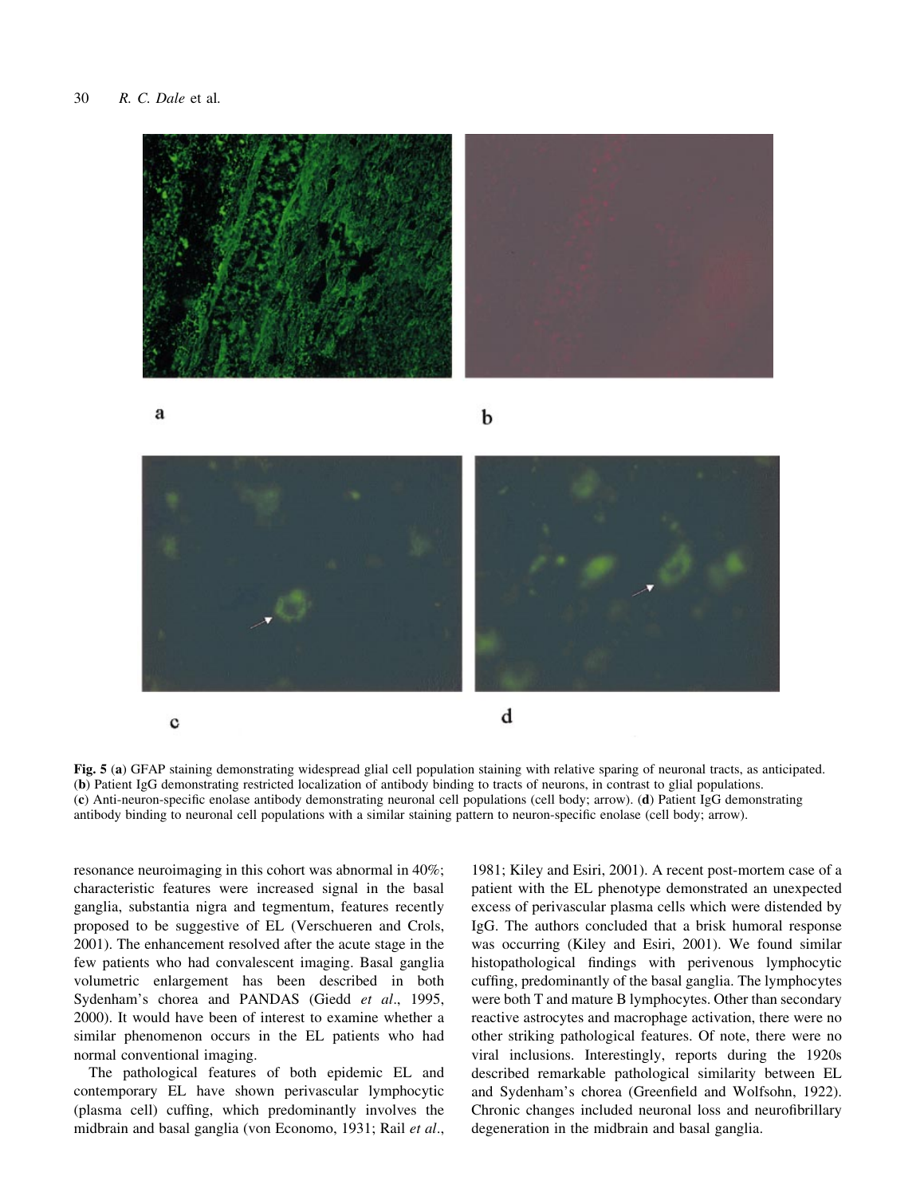**Fig. 5** (**a**) GFAP staining demonstrating widespread glial cell population staining with relative sparing of neuronal tracts, as anticipated. (**b**) Patient IgG demonstrating restricted localization of antibody binding to tracts of neurons, in contrast to glial populations. (**c**) Anti-neuron-specific enolase antibody demonstrating neuronal cell populations (cell body; arrow). (**d**) Patient IgG demonstrating antibody binding to neuronal cell populations with a similar staining pattern to neuron-specific enolase (cell body; arrow).

resonance neuroimaging in this cohort was abnormal in 40%; characteristic features were increased signal in the basal ganglia, substantia nigra and tegmentum, features recently proposed to be suggestive of EL (Verschueren and Crols, 2001). The enhancement resolved after the acute stage in the few patients who had convalescent imaging. Basal ganglia volumetric enlargement has been described in both Sydenham's chorea and PANDAS (Giedd *et al*., 1995, 2000). It would have been of interest to examine whether a similar phenomenon occurs in the EL patients who had normal conventional imaging.

The pathological features of both epidemic EL and contemporary EL have shown perivascular lymphocytic (plasma cell) cuffing, which predominantly involves the midbrain and basal ganglia (von Economo, 1931; Rail *et al*., 1981; Kiley and Esiri, 2001). A recent post-mortem case of a patient with the EL phenotype demonstrated an unexpected excess of perivascular plasma cells which were distended by IgG. The authors concluded that a brisk humoral response was occurring (Kiley and Esiri, 2001). We found similar histopathological findings with perivenous lymphocytic cuffing, predominantly of the basal ganglia. The lymphocytes were both T and mature B lymphocytes. Other than secondary reactive astrocytes and macrophage activation, there were no other striking pathological features. Of note, there were no viral inclusions. Interestingly, reports during the 1920s described remarkable pathological similarity between EL and Sydenham's chorea (Greenfield and Wolfsohn, 1922). Chronic changes included neuronal loss and neurofibrillary degeneration in the midbrain and basal ganglia.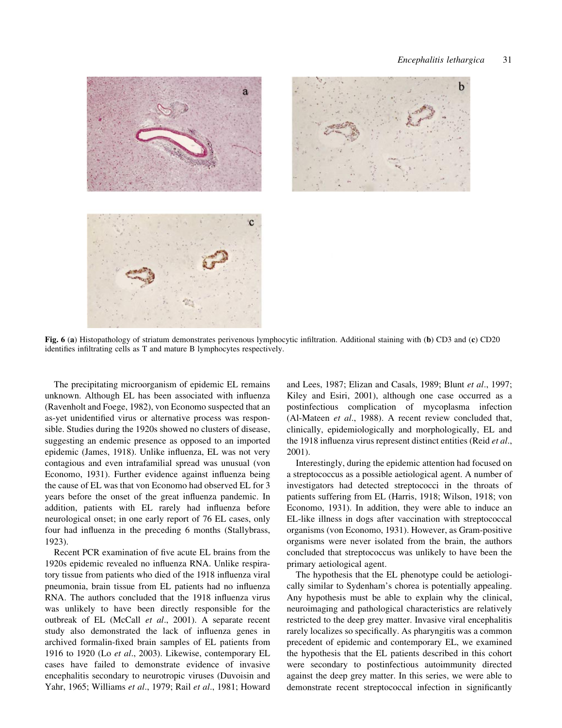**Fig. 6** (**a**) Histopathology of striatum demonstrates perivenous lymphocytic infiltration. Additional staining with (**b**) CD3 and (**c**) CD20 identifies infiltrating cells as T and mature B lymphocytes respectively.

The precipitating microorganism of epidemic EL remains unknown. Although EL has been associated with influenza (Ravenholt and Foege, 1982), von Economo suspected that an as-yet unidentified virus or alternative process was responsible. Studies during the 1920s showed no clusters of disease, suggesting an endemic presence as opposed to an imported epidemic (James, 1918). Unlike influenza, EL was not very contagious and even intrafamilial spread was unusual (von Economo, 1931). Further evidence against influenza being the cause of EL was that von Economo had observed EL for 3 years before the onset of the great influenza pandemic. In addition, patients with EL rarely had influenza before neurological onset; in one early report of 76 EL cases, only four had influenza in the preceding 6 months (Stallybrass, 1923).

Recent PCR examination of five acute EL brains from the 1920s epidemic revealed no influenza RNA. Unlike respiratory tissue from patients who died of the 1918 influenza viral pneumonia, brain tissue from EL patients had no influenza RNA. The authors concluded that the 1918 influenza virus was unlikely to have been directly responsible for the outbreak of EL (McCall *et al*., 2001). A separate recent study also demonstrated the lack of influenza genes in archived formalin-fixed brain samples of EL patients from 1916 to 1920 (Lo *et al*., 2003). Likewise, contemporary EL cases have failed to demonstrate evidence of invasive encephalitis secondary to neurotropic viruses (Duvoisin and Yahr, 1965; Williams *et al*., 1979; Rail *et al*., 1981; Howard and Lees, 1987; Elizan and Casals, 1989; Blunt *et al*., 1997; Kiley and Esiri, 2001), although one case occurred as a postinfectious complication of mycoplasma infection (Al-Mateen *et al*., 1988). A recent review concluded that, clinically, epidemiologically and morphologically, EL and the 1918 influenza virus represent distinct entities (Reid *et al*., 2001).

Interestingly, during the epidemic attention had focused on a streptococcus as a possible aetiological agent. A number of investigators had detected streptococci in the throats of patients suffering from EL (Harris, 1918; Wilson, 1918; von Economo, 1931). In addition, they were able to induce an EL-like illness in dogs after vaccination with streptococcal organisms (von Economo, 1931). However, as Gram-positive organisms were never isolated from the brain, the authors concluded that streptococcus was unlikely to have been the primary aetiological agent.

The hypothesis that the EL phenotype could be aetiologically similar to Sydenham's chorea is potentially appealing. Any hypothesis must be able to explain why the clinical, neuroimaging and pathological characteristics are relatively restricted to the deep grey matter. Invasive viral encephalitis rarely localizes so specifically. As pharyngitis was a common precedent of epidemic and contemporary EL, we examined the hypothesis that the EL patients described in this cohort were secondary to postinfectious autoimmunity directed against the deep grey matter. In this series, we were able to demonstrate recent streptococcal infection in significantly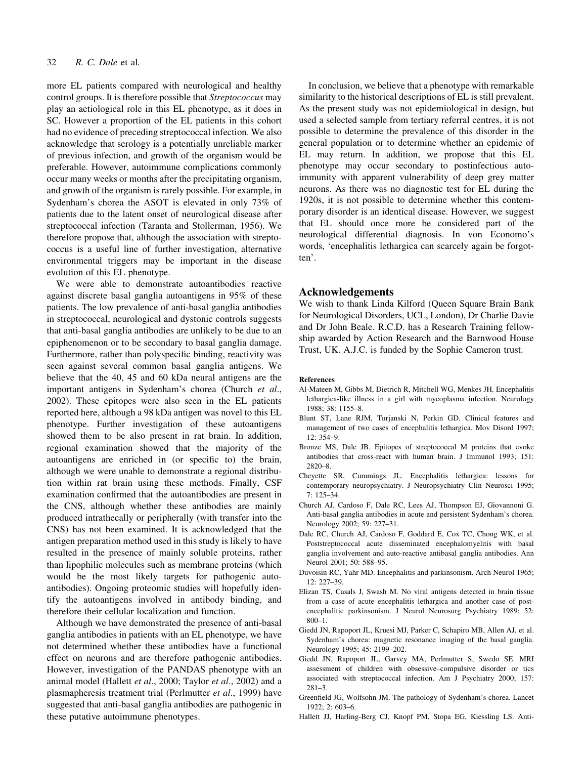more EL patients compared with neurological and healthy control groups. It is therefore possible that *Streptococcus* may play an aetiological role in this EL phenotype, as it does in SC. However a proportion of the EL patients in this cohort had no evidence of preceding streptococcal infection. We also acknowledge that serology is a potentially unreliable marker of previous infection, and growth of the organism would be preferable. However, autoimmune complications commonly occur many weeks or months after the precipitating organism, and growth of the organism is rarely possible. For example, in Sydenham's chorea the ASOT is elevated in only 73% of patients due to the latent onset of neurological disease after streptococcal infection (Taranta and Stollerman, 1956). We therefore propose that, although the association with streptococcus is a useful line of further investigation, alternative environmental triggers may be important in the disease evolution of this EL phenotype.

We were able to demonstrate autoantibodies reactive against discrete basal ganglia autoantigens in 95% of these patients. The low prevalence of anti-basal ganglia antibodies in streptococcal, neurological and dystonic controls suggests that anti-basal ganglia antibodies are unlikely to be due to an epiphenomenon or to be secondary to basal ganglia damage. Furthermore, rather than polyspecific binding, reactivity was seen against several common basal ganglia antigens. We believe that the 40, 45 and 60 kDa neural antigens are the important antigens in Sydenham's chorea (Church *et al*., 2002). These epitopes were also seen in the EL patients reported here, although a 98 kDa antigen was novel to this EL phenotype. Further investigation of these autoantigens showed them to be also present in rat brain. In addition, regional examination showed that the majority of the autoantigens are enriched in (or specific to) the brain, although we were unable to demonstrate a regional distribution within rat brain using these methods. Finally, CSF examination confirmed that the autoantibodies are present in the CNS, although whether these antibodies are mainly produced intrathecally or peripherally (with transfer into the CNS) has not been examined. It is acknowledged that the antigen preparation method used in this study is likely to have resulted in the presence of mainly soluble proteins, rather than lipophilic molecules such as membrane proteins (which would be the most likely targets for pathogenic autoantibodies). Ongoing proteomic studies will hopefully identify the autoantigens involved in antibody binding, and therefore their cellular localization and function.

Although we have demonstrated the presence of anti-basal ganglia antibodies in patients with an EL phenotype, we have not determined whether these antibodies have a functional effect on neurons and are therefore pathogenic antibodies. However, investigation of the PANDAS phenotype with an animal model (Hallett *et al*., 2000; Taylor *et al*., 2002) and a plasmapheresis treatment trial (Perlmutter *et al*., 1999) have suggested that anti-basal ganglia antibodies are pathogenic in these putative autoimmune phenotypes.

In conclusion, we believe that a phenotype with remarkable similarity to the historical descriptions of EL is still prevalent. As the present study was not epidemiological in design, but used a selected sample from tertiary referral centres, it is not possible to determine the prevalence of this disorder in the general population or to determine whether an epidemic of EL may return. In addition, we propose that this EL phenotype may occur secondary to postinfectious autoimmunity with apparent vulnerability of deep grey matter neurons. As there was no diagnostic test for EL during the 1920s, it is not possible to determine whether this contemporary disorder is an identical disease. However, we suggest that EL should once more be considered part of the neurological differential diagnosis. In von Economo's words, 'encephalitis lethargica can scarcely again be forgotten'.

## Acknowledgements

We wish to thank Linda Kilford (Queen Square Brain Bank for Neurological Disorders, UCL, London), Dr Charlie Davie and Dr John Beale. R.C.D. has a Research Training fellowship awarded by Action Research and the Barnwood House Trust, UK. A.J.C. is funded by the Sophie Cameron trust.

#### References

Al-Mateen M, Gibbs M, Dietrich R, Mitchell WG, Menkes JH. Encephalitis lethargica-like illness in a girl with mycoplasma infection. Neurology 1988; 38: 1155–8.

Blunt ST, Lane RJM, Turjanski N, Perkin GD. Clinical features and management of two cases of encephalitis lethargica. Mov Disord 1997; 12: 354–9.

Bronze MS, Dale JB. Epitopes of streptococcal M proteins that evoke antibodies that cross-react with human brain. J Immunol 1993; 151: 2820–8.

Cheyette SR, Cummings JL. Encephalitis lethargica: lessons for contemporary neuropsychiatry. J Neuropsychiatry Clin Neurosci 1995; 7: 125–34.

Church AJ, Cardoso F, Dale RC, Lees AJ, Thompson EJ, Giovannoni G. Anti-basal ganglia antibodies in acute and persistent Sydenham's chorea. Neurology 2002; 59: 227–31.

Dale RC, Church AJ, Cardoso F, Goddard E, Cox TC, Chong WK, et al. Poststreptococcal acute disseminated encephalomyelitis with basal ganglia involvement and auto-reactive antibasal ganglia antibodies. Ann Neurol 2001; 50: 588–95.

Duvoisin RC, Yahr MD. Encephalitis and parkinsonism. Arch Neurol 1965; 12: 227–39.

Elizan TS, Casals J, Swash M. No viral antigens detected in brain tissue from a case of acute encephalitis lethargica and another case of post-encephalitic parkinsonism. J Neurol Neurosurg Psychiatry 1989; 52: 800–1.

Giedd JN, Rapoport JL, Kruesi MJ, Parker C, Schapiro MB, Allen AJ, et al. Sydenham's chorea: magnetic resonance imaging of the basal ganglia. Neurology 1995; 45: 2199–202.

Giedd JN, Rapoport JL, Garvey MA, Perlmutter S, Swedo SE. MRI assessment of children with obsessive–compulsive disorder or tics associated with streptococcal infection. Am J Psychiatry 2000; 157: 281–3.

Greenfield JG, Wolfsohn JM. The pathology of Sydenham's chorea. Lancet 1922; 2: 603–6.

Hallett JJ, Harling-Berg CJ, Knopf PM, Stopa EG, Kiessling LS. Anti-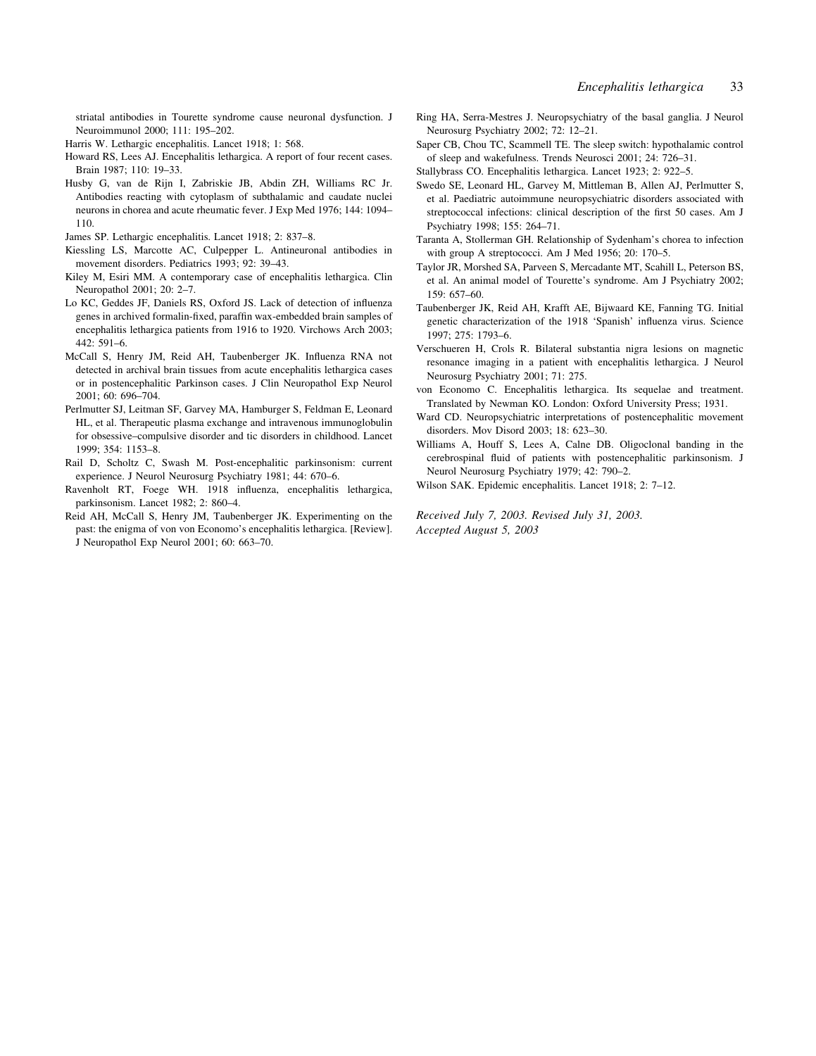striatal antibodies in Tourette syndrome cause neuronal dysfunction. J Neuroimmunol 2000; 111: 195–202.

Harris W. Lethargic encephalitis. Lancet 1918; 1: 568.

Howard RS, Lees AJ. Encephalitis lethargica. A report of four recent cases. Brain 1987; 110: 19–33.

Husby G, van de Rijn I, Zabriskie JB, Abdin ZH, Williams RC Jr. Antibodies reacting with cytoplasm of subthalamic and caudate nuclei neurons in chorea and acute rheumatic fever. J Exp Med 1976; 144: 1094–110.

James SP. Lethargic encephalitis. Lancet 1918; 2: 837–8.

Kiessling LS, Marcotte AC, Culpepper L. Antineuronal antibodies in movement disorders. Pediatrics 1993; 92: 39–43.

Kiley M, Esiri MM. A contemporary case of encephalitis lethargica. Clin Neuropathol 2001; 20: 2–7.

Lo KC, Geddes JF, Daniels RS, Oxford JS. Lack of detection of influenza genes in archived formalin-fixed, paraffin wax-embedded brain samples of encephalitis lethargica patients from 1916 to 1920. Virchows Arch 2003; 442: 591–6.

McCall S, Henry JM, Reid AH, Taubenberger JK. Influenza RNA not detected in archival brain tissues from acute encephalitis lethargica cases or in postencephalitic Parkinson cases. J Clin Neuropathol Exp Neurol 2001; 60: 696–704.

Perlmutter SJ, Leitman SF, Garvey MA, Hamburger S, Feldman E, Leonard HL, et al. Therapeutic plasma exchange and intravenous immunoglobulin for obsessive–compulsive disorder and tic disorders in childhood. Lancet 1999; 354: 1153–8.

Rail D, Scholtz C, Swash M. Post-encephalitic parkinsonism: current experience. J Neurol Neurosurg Psychiatry 1981; 44: 670–6.

Ravenholt RT, Foege WH. 1918 influenza, encephalitis lethargica, parkinsonism. Lancet 1982; 2: 860–4.

Reid AH, McCall S, Henry JM, Taubenberger JK. Experimenting on the past: the enigma of von von Economo's encephalitis lethargica. [Review]. J Neuropathol Exp Neurol 2001; 60: 663–70.

Ring HA, Serra-Mestres J. Neuropsychiatry of the basal ganglia. J Neurol Neurosurg Psychiatry 2002; 72: 12–21.

Saper CB, Chou TC, Scammell TE. The sleep switch: hypothalamic control of sleep and wakefulness. Trends Neurosci 2001; 24: 726–31.

Stallybrass CO. Encephalitis lethargica. Lancet 1923; 2: 922–5.

Swedo SE, Leonard HL, Garvey M, Mittleman B, Allen AJ, Perlmutter S, et al. Paediatric autoimmune neuropsychiatric disorders associated with streptococcal infections: clinical description of the first 50 cases. Am J Psychiatry 1998; 155: 264–71.

Taranta A, Stollerman GH. Relationship of Sydenham's chorea to infection with group A streptococci. Am J Med 1956; 20: 170–5.

Taylor JR, Morshed SA, Parveen S, Mercadante MT, Scahill L, Peterson BS, et al. An animal model of Tourette's syndrome. Am J Psychiatry 2002; 159: 657–60.

Taubenberger JK, Reid AH, Krafft AE, Bijwaard KE, Fanning TG. Initial genetic characterization of the 1918 'Spanish' influenza virus. Science 1997; 275: 1793–6.

Verschueren H, Crols R. Bilateral substantia nigra lesions on magnetic resonance imaging in a patient with encephalitis lethargica. J Neurol Neurosurg Psychiatry 2001; 71: 275.

von Economo C. Encephalitis lethargica. Its sequelae and treatment. Translated by Newman KO. London: Oxford University Press; 1931.

Ward CD. Neuropsychiatric interpretations of postencephalitic movement disorders. Mov Disord 2003; 18: 623–30.

Williams A, Houff S, Lees A, Calne DB. Oligoclonal banding in the cerebrospinal fluid of patients with postencephalitic parkinsonism. J Neurol Neurosurg Psychiatry 1979; 42: 790–2.

Wilson SAK. Epidemic encephalitis. Lancet 1918; 2: 7–12.

*Received July 7, 2003. Revised July 31, 2003. Accepted August 5, 2003*